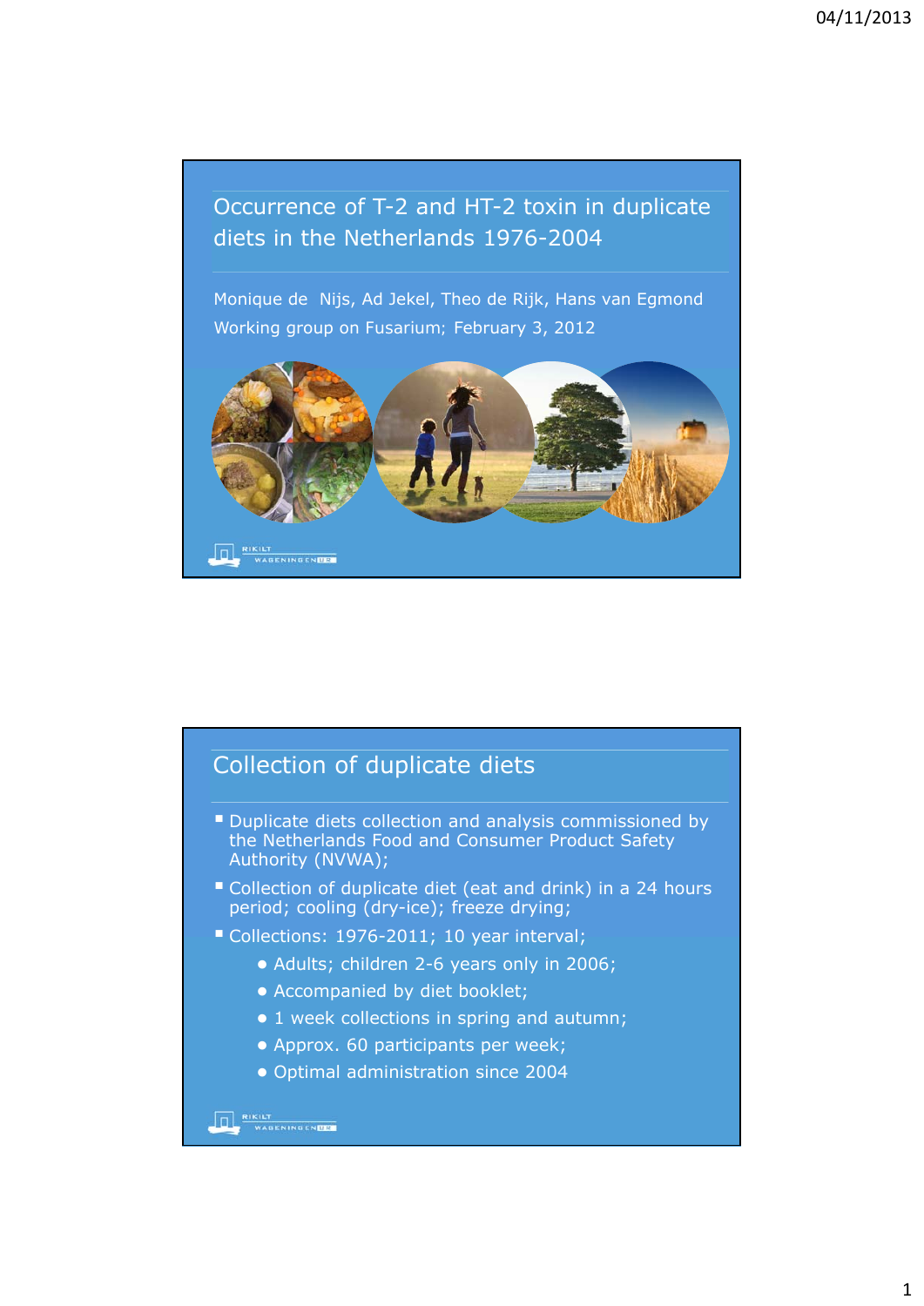# Occurrence of T-2 and HT-2 toxin in duplicate diets in the Netherlands 1976-2004

Monique de Nijs, Ad Jekel, Theo de Rijk, Hans van Egmond

Working group on Fusarium; February 3, 2012

RIKILT WAGENINGEN UR

## Collection of duplicate diets

- Duplicate diets collection and analysis commissioned by the Netherlands Food and Consumer Product Safety Authority (NVWA);
- Collection of duplicate diet (eat and drink) in a 24 hours period; cooling (dry-ice); freeze drying;
- Collections: 1976-2011; 10 year interval;
  - Adults; children 2-6 years only in 2006;
  - Accompanied by diet booklet;
  - 1 week collections in spring and autumn;
  - Approx. 60 participants per week;
  - Optimal administration since 2004

RIKILT WAGENINGEN UR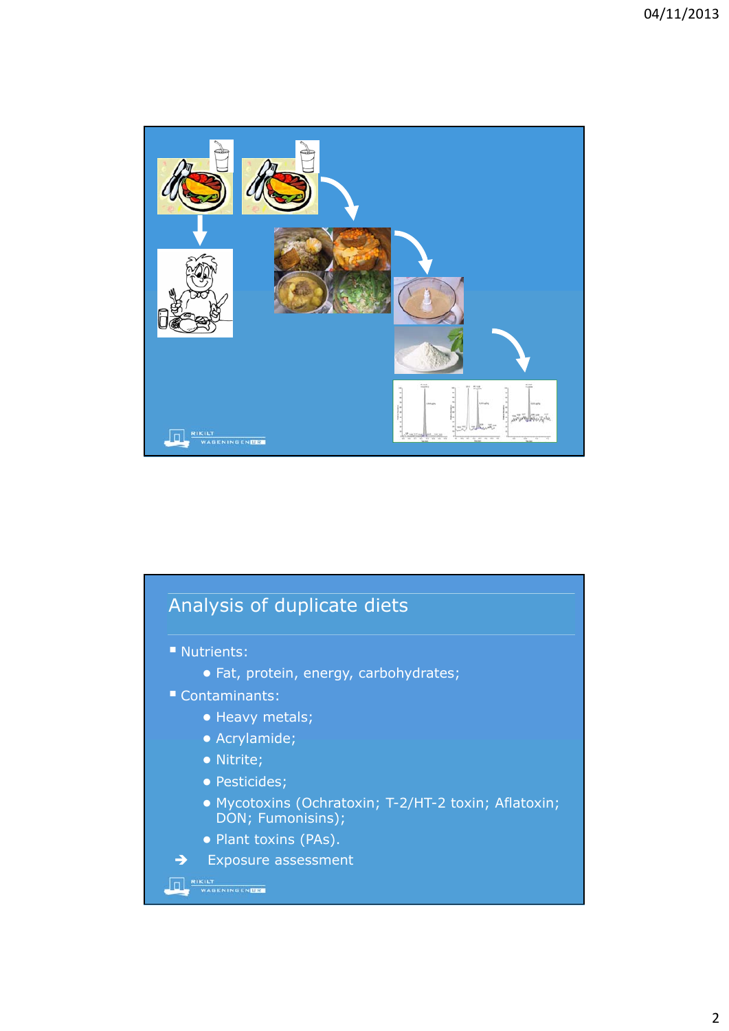## Analysis of duplicate diets

- Nutrients:
  - Fat, protein, energy, carbohydrates;
- Contaminants:
  - Heavy metals;
  - Acrylamide;
  - Nitrite;
  - Pesticides;
  - Mycotoxins (Ochratoxin; T-2/HT-2 toxin; Aflatoxin; DON; Fumonisins);
  - Plant toxins (PAs).

➔ Exposure assessment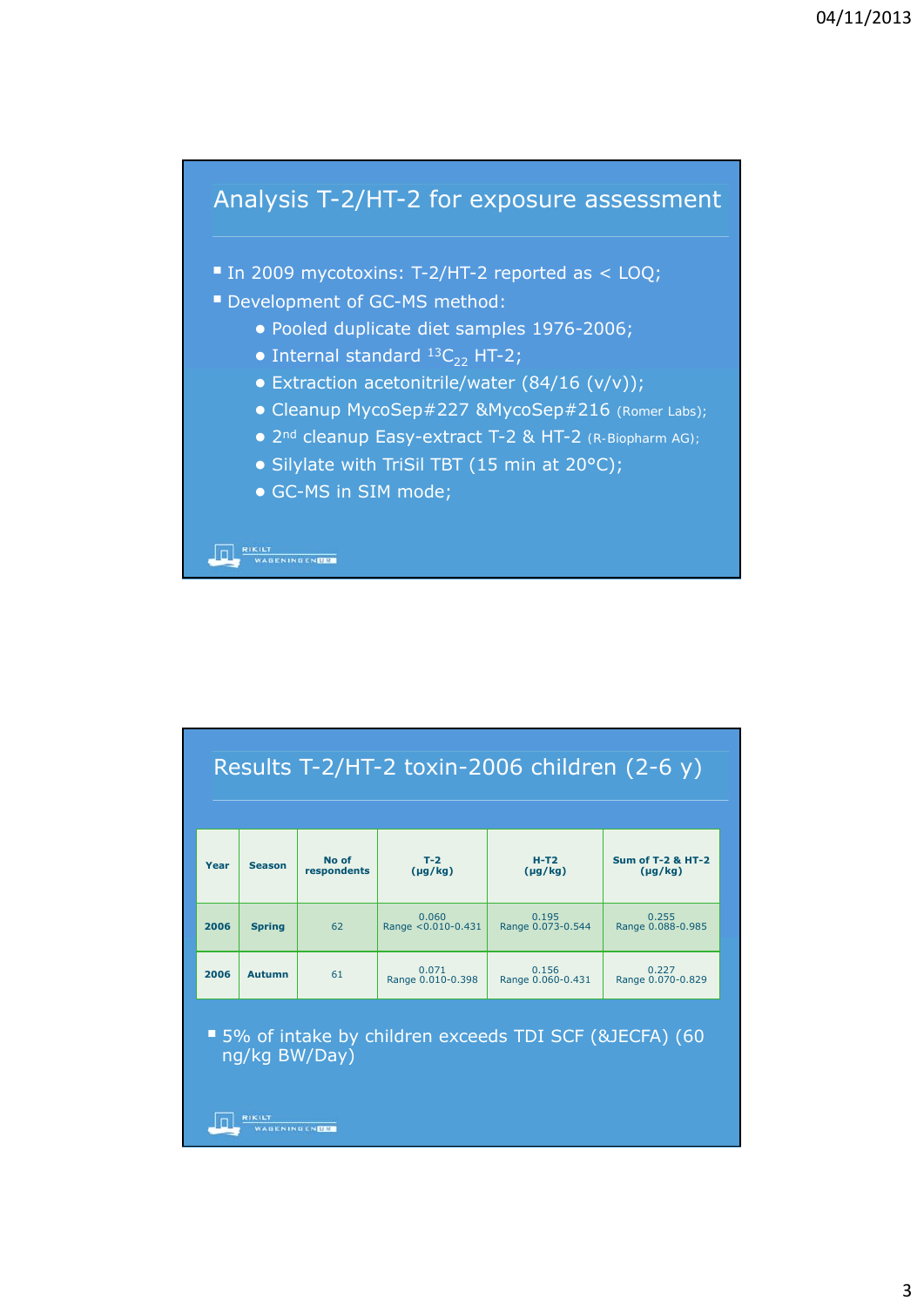## Analysis T-2/HT-2 for exposure assessment

- In 2009 mycotoxins: T-2/HT-2 reported as < LOQ;
- Development of GC-MS method:
  - Pooled duplicate diet samples 1976-2006;
  - Internal standard $^{13}C_{22}$ HT-2;
  - Extraction acetonitrile/water (84/16 (v/v));
  - Cleanup MycoSep#227 &MycoSep#216 (Romer Labs);
  - 2nd cleanup Easy-extract T-2 & HT-2 (R-Biopharm AG);
  - Silylate with TriSil TBT (15 min at 20°C);
  - GC-MS in SIM mode;

## Results T-2/HT-2 toxin-2006 children (2-6 y)

| Year | Season | No of respondents | T-2 (µg/kg) | H-T2 (µg/kg) | Sum of T-2 & HT-2 (µg/kg) |
|---|---|---|---|---|---|
| 2006 | Spring | 62 | 0.060 Range <0.010-0.431 | 0.195 Range 0.073-0.544 | 0.255 Range 0.088-0.985 |
| 2006 | Autumn | 61 | 0.071 Range 0.010-0.398 | 0.156 Range 0.060-0.431 | 0.227 Range 0.070-0.829 |

- 5% of intake by children exceeds TDI SCF (&JECFA) (60 ng/kg BW/Day)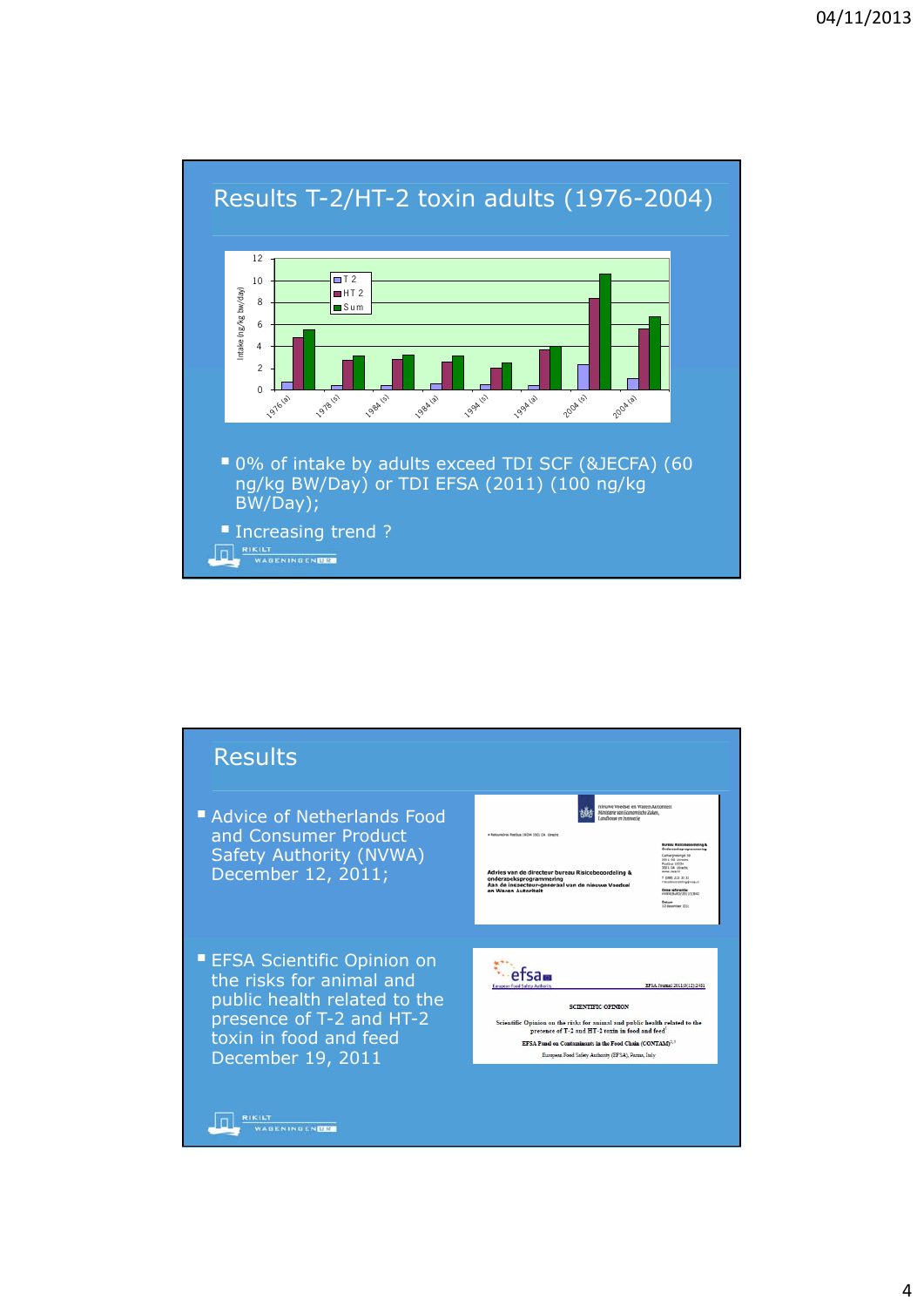## Results T-2/HT-2 toxin adults (1976-2004)

- 0% of intake by adults exceed TDI SCF (&JECFA) (60 ng/kg BW/Day) or TDI EFSA (2011) (100 ng/kg BW/Day);
- Increasing trend ?

## Results

- Advice of Netherlands Food and Consumer Product Safety Authority (NVWA) December 12, 2011;
- EFSA Scientific Opinion on the risks for animal and public health related to the presence of T-2 and HT-2 toxin in food and feed December 19, 2011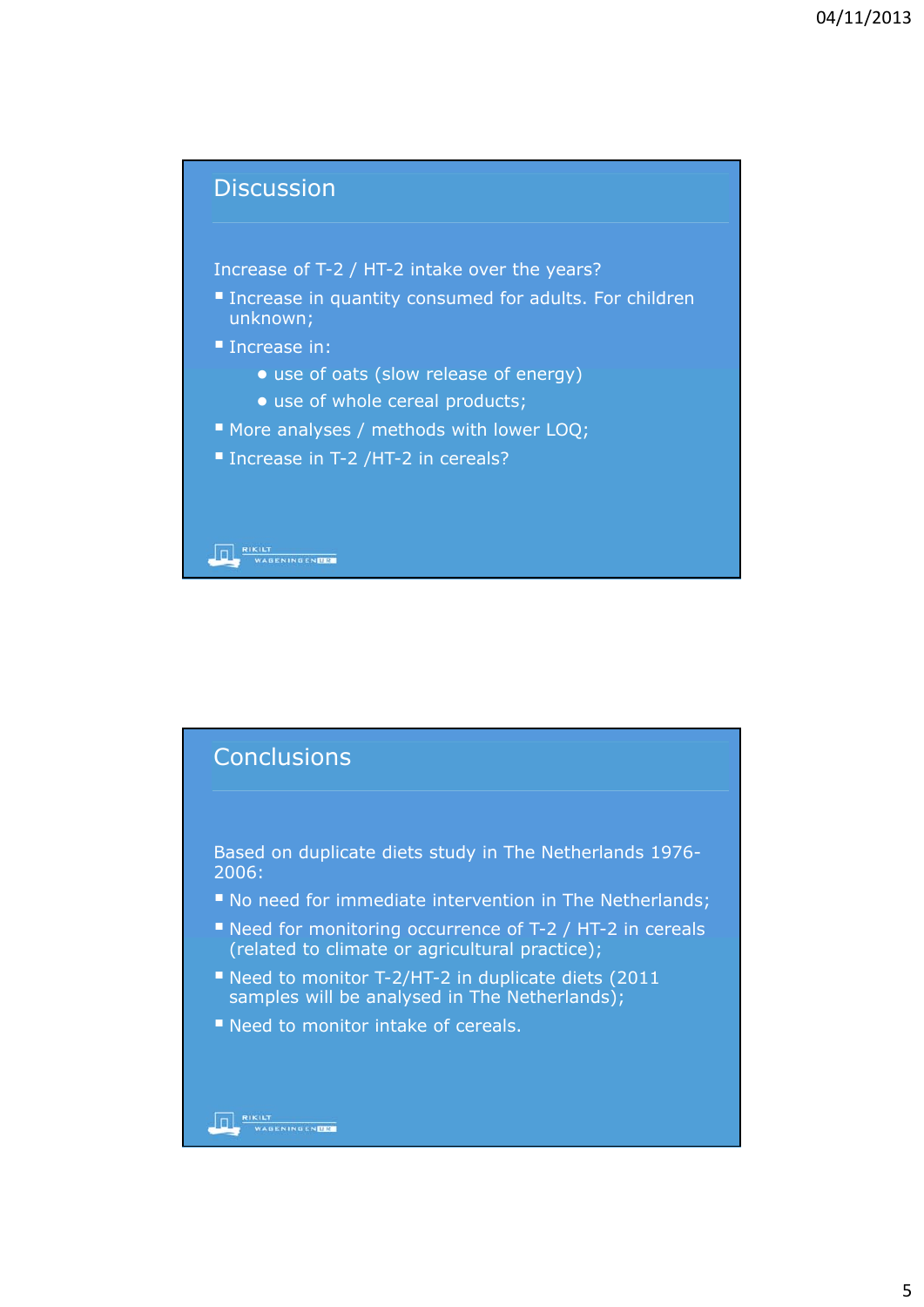## Discussion

Increase of T-2 / HT-2 intake over the years?

- Increase in quantity consumed for adults. For children unknown;
- Increase in:
  - use of oats (slow release of energy)
  - use of whole cereal products;
- More analyses / methods with lower LOQ;
- Increase in T-2 /HT-2 in cereals?

## Conclusions

Based on duplicate diets study in The Netherlands 1976-2006:

- No need for immediate intervention in The Netherlands;
- Need for monitoring occurrence of T-2 / HT-2 in cereals (related to climate or agricultural practice);
- Need to monitor T-2/HT-2 in duplicate diets (2011 samples will be analysed in The Netherlands);
- Need to monitor intake of cereals.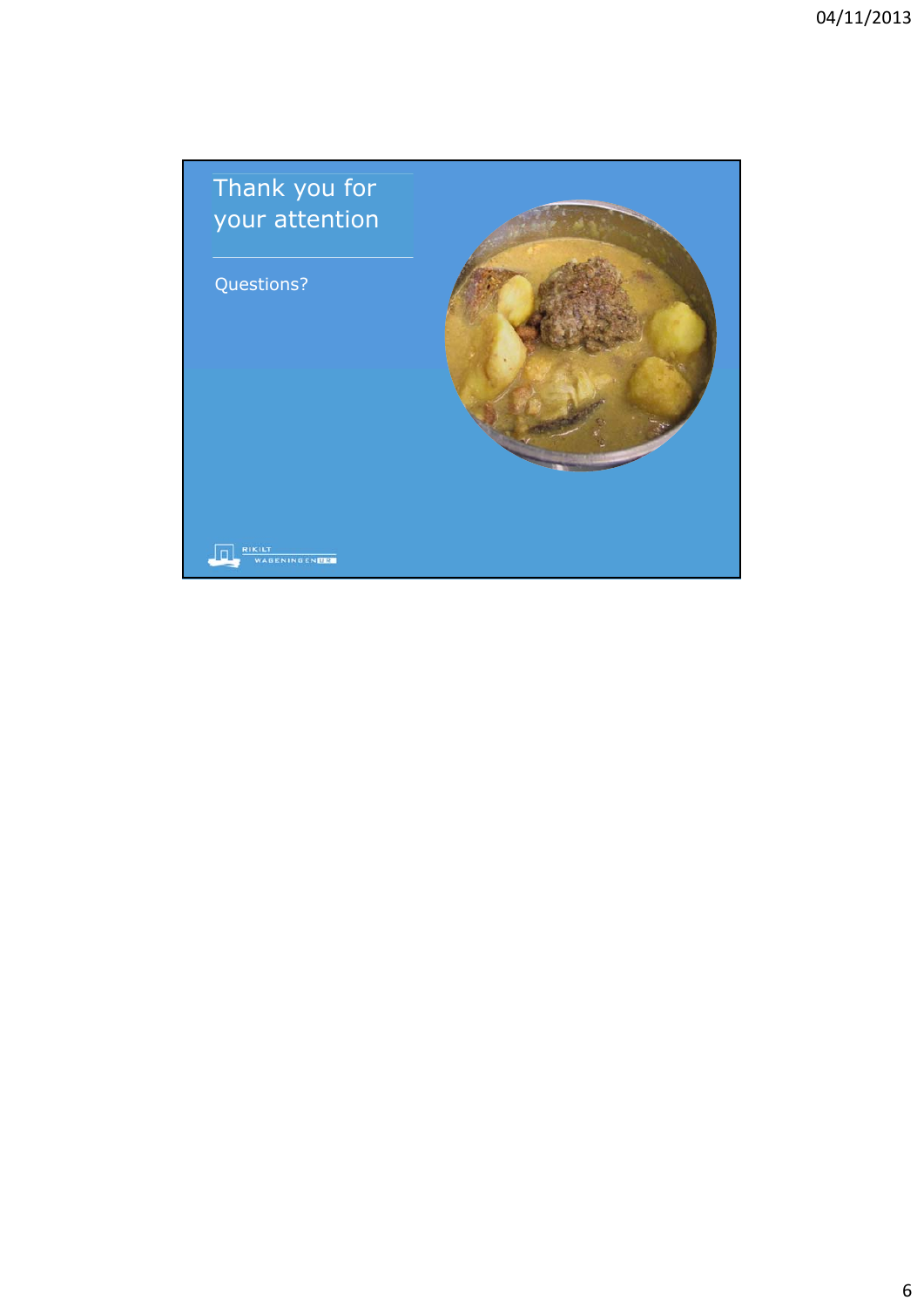# Thank you for your attention

Questions?

RIKILT WAGENINGEN UR